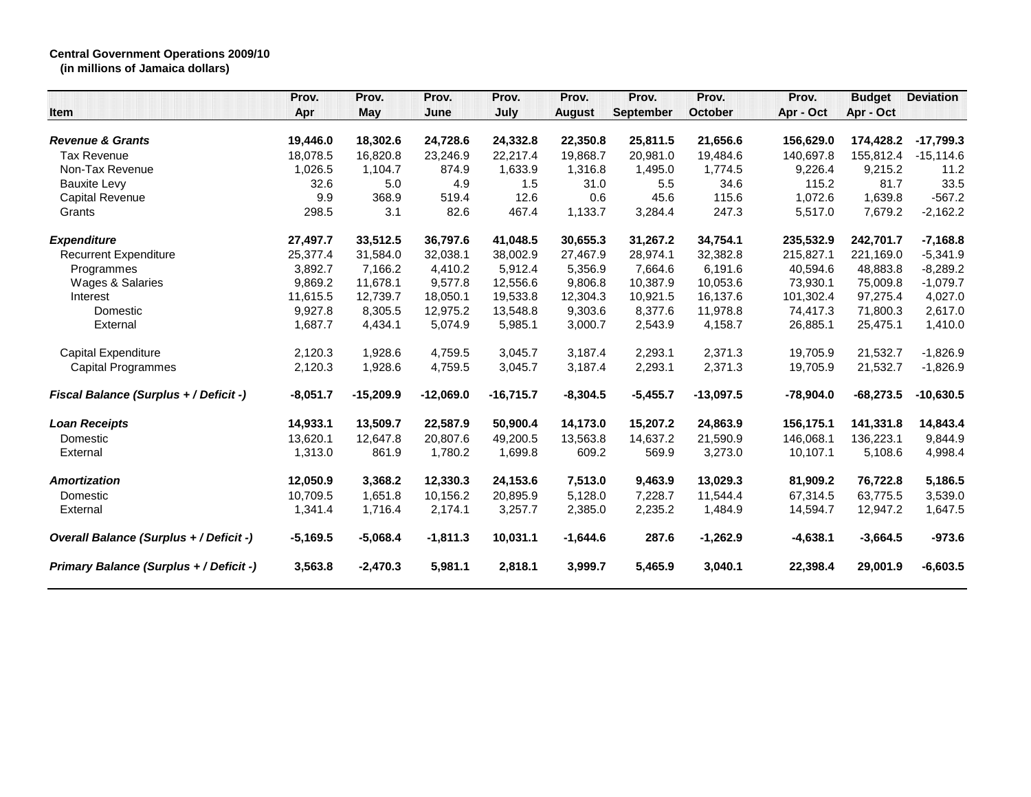**Central Government Operations 2009/10**
**(in millions of Jamaica dollars)**

| Item | Prov. Apr | Prov. May | Prov. June | Prov. July | Prov. August | Prov. September | Prov. October | Prov. Apr - Oct | Budget Apr - Oct | Deviation |
|---|---|---|---|---|---|---|---|---|---|---|
| ***Revenue & Grants*** | **19,446.0** | **18,302.6** | **24,728.6** | **24,332.8** | **22,350.8** | **25,811.5** | **21,656.6** | **156,629.0** | **174,428.2** | **-17,799.3** |
| Tax Revenue | 18,078.5 | 16,820.8 | 23,246.9 | 22,217.4 | 19,868.7 | 20,981.0 | 19,484.6 | 140,697.8 | 155,812.4 | -15,114.6 |
| Non-Tax Revenue | 1,026.5 | 1,104.7 | 874.9 | 1,633.9 | 1,316.8 | 1,495.0 | 1,774.5 | 9,226.4 | 9,215.2 | 11.2 |
| Bauxite Levy | 32.6 | 5.0 | 4.9 | 1.5 | 31.0 | 5.5 | 34.6 | 115.2 | 81.7 | 33.5 |
| Capital Revenue | 9.9 | 368.9 | 519.4 | 12.6 | 0.6 | 45.6 | 115.6 | 1,072.6 | 1,639.8 | -567.2 |
| Grants | 298.5 | 3.1 | 82.6 | 467.4 | 1,133.7 | 3,284.4 | 247.3 | 5,517.0 | 7,679.2 | -2,162.2 |
| ***Expenditure*** | **27,497.7** | **33,512.5** | **36,797.6** | **41,048.5** | **30,655.3** | **31,267.2** | **34,754.1** | **235,532.9** | **242,701.7** | **-7,168.8** |
| Recurrent Expenditure | 25,377.4 | 31,584.0 | 32,038.1 | 38,002.9 | 27,467.9 | 28,974.1 | 32,382.8 | 215,827.1 | 221,169.0 | -5,341.9 |
| Programmes | 3,892.7 | 7,166.2 | 4,410.2 | 5,912.4 | 5,356.9 | 7,664.6 | 6,191.6 | 40,594.6 | 48,883.8 | -8,289.2 |
| Wages & Salaries | 9,869.2 | 11,678.1 | 9,577.8 | 12,556.6 | 9,806.8 | 10,387.9 | 10,053.6 | 73,930.1 | 75,009.8 | -1,079.7 |
| Interest | 11,615.5 | 12,739.7 | 18,050.1 | 19,533.8 | 12,304.3 | 10,921.5 | 16,137.6 | 101,302.4 | 97,275.4 | 4,027.0 |
| Domestic | 9,927.8 | 8,305.5 | 12,975.2 | 13,548.8 | 9,303.6 | 8,377.6 | 11,978.8 | 74,417.3 | 71,800.3 | 2,617.0 |
| External | 1,687.7 | 4,434.1 | 5,074.9 | 5,985.1 | 3,000.7 | 2,543.9 | 4,158.7 | 26,885.1 | 25,475.1 | 1,410.0 |
| Capital Expenditure | 2,120.3 | 1,928.6 | 4,759.5 | 3,045.7 | 3,187.4 | 2,293.1 | 2,371.3 | 19,705.9 | 21,532.7 | -1,826.9 |
| Capital Programmes | 2,120.3 | 1,928.6 | 4,759.5 | 3,045.7 | 3,187.4 | 2,293.1 | 2,371.3 | 19,705.9 | 21,532.7 | -1,826.9 |
| ***Fiscal Balance (Surplus + / Deficit -)*** | **-8,051.7** | **-15,209.9** | **-12,069.0** | **-16,715.7** | **-8,304.5** | **-5,455.7** | **-13,097.5** | **-78,904.0** | **-68,273.5** | **-10,630.5** |
| ***Loan Receipts*** | **14,933.1** | **13,509.7** | **22,587.9** | **50,900.4** | **14,173.0** | **15,207.2** | **24,863.9** | **156,175.1** | **141,331.8** | **14,843.4** |
| Domestic | 13,620.1 | 12,647.8 | 20,807.6 | 49,200.5 | 13,563.8 | 14,637.2 | 21,590.9 | 146,068.1 | 136,223.1 | 9,844.9 |
| External | 1,313.0 | 861.9 | 1,780.2 | 1,699.8 | 609.2 | 569.9 | 3,273.0 | 10,107.1 | 5,108.6 | 4,998.4 |
| ***Amortization*** | **12,050.9** | **3,368.2** | **12,330.3** | **24,153.6** | **7,513.0** | **9,463.9** | **13,029.3** | **81,909.2** | **76,722.8** | **5,186.5** |
| Domestic | 10,709.5 | 1,651.8 | 10,156.2 | 20,895.9 | 5,128.0 | 7,228.7 | 11,544.4 | 67,314.5 | 63,775.5 | 3,539.0 |
| External | 1,341.4 | 1,716.4 | 2,174.1 | 3,257.7 | 2,385.0 | 2,235.2 | 1,484.9 | 14,594.7 | 12,947.2 | 1,647.5 |
| ***Overall Balance (Surplus + / Deficit -)*** | **-5,169.5** | **-5,068.4** | **-1,811.3** | **10,031.1** | **-1,644.6** | **287.6** | **-1,262.9** | **-4,638.1** | **-3,664.5** | **-973.6** |
| ***Primary Balance (Surplus + / Deficit -)*** | **3,563.8** | **-2,470.3** | **5,981.1** | **2,818.1** | **3,999.7** | **5,465.9** | **3,040.1** | **22,398.4** | **29,001.9** | **-6,603.5** |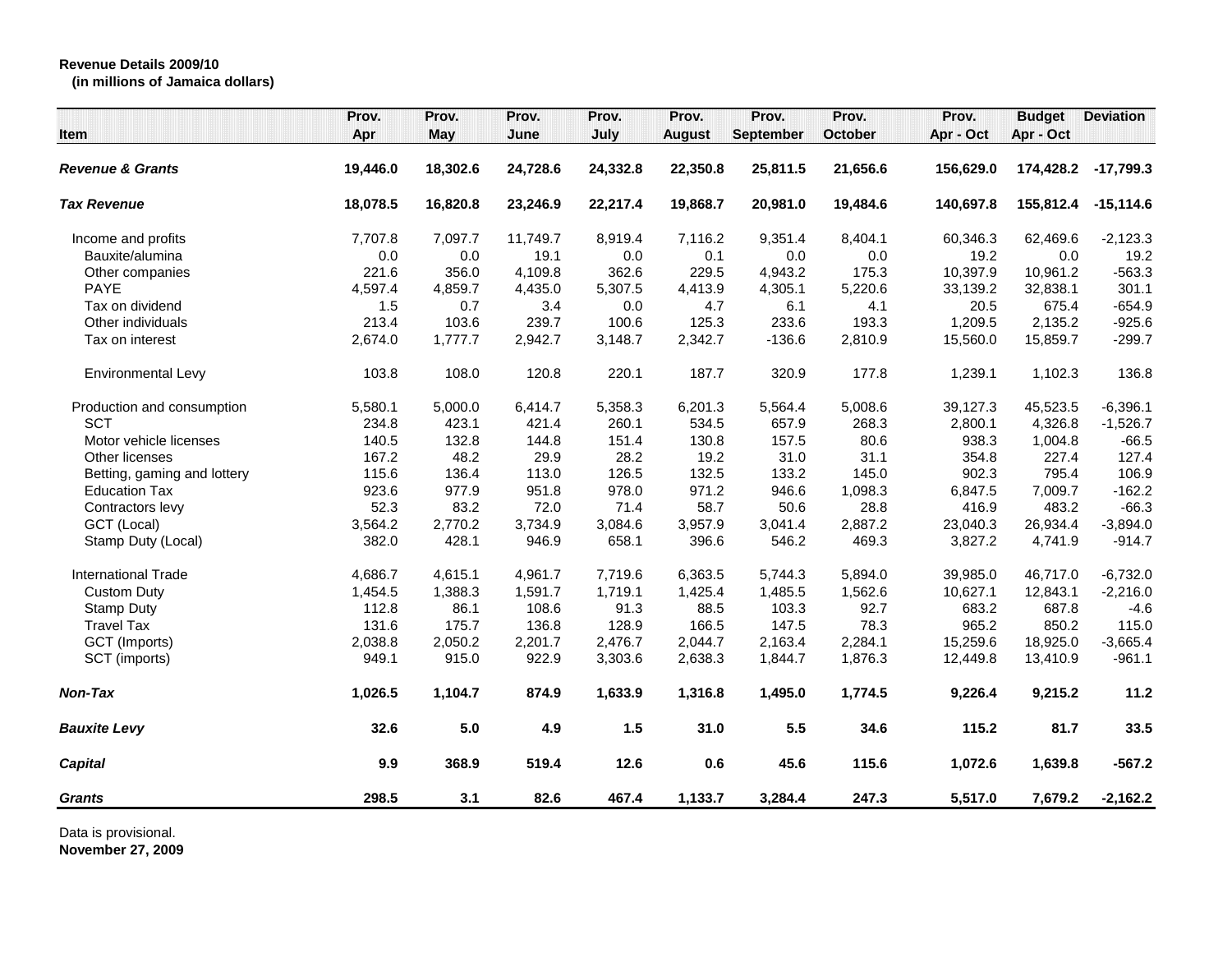**Revenue Details 2009/10**
**(in millions of Jamaica dollars)**

| Item | Prov. Apr | Prov. May | Prov. June | Prov. July | Prov. August | Prov. September | Prov. October | Prov. Apr - Oct | Budget Apr - Oct | Deviation |
|---|---|---|---|---|---|---|---|---|---|---|
| ***Revenue & Grants*** | **19,446.0** | **18,302.6** | **24,728.6** | **24,332.8** | **22,350.8** | **25,811.5** | **21,656.6** | **156,629.0** | **174,428.2** | **-17,799.3** |
| ***Tax Revenue*** | **18,078.5** | **16,820.8** | **23,246.9** | **22,217.4** | **19,868.7** | **20,981.0** | **19,484.6** | **140,697.8** | **155,812.4** | **-15,114.6** |
| Income and profits | 7,707.8 | 7,097.7 | 11,749.7 | 8,919.4 | 7,116.2 | 9,351.4 | 8,404.1 | 60,346.3 | 62,469.6 | -2,123.3 |
| Bauxite/alumina | 0.0 | 0.0 | 19.1 | 0.0 | 0.1 | 0.0 | 0.0 | 19.2 | 0.0 | 19.2 |
| Other companies | 221.6 | 356.0 | 4,109.8 | 362.6 | 229.5 | 4,943.2 | 175.3 | 10,397.9 | 10,961.2 | -563.3 |
| PAYE | 4,597.4 | 4,859.7 | 4,435.0 | 5,307.5 | 4,413.9 | 4,305.1 | 5,220.6 | 33,139.2 | 32,838.1 | 301.1 |
| Tax on dividend | 1.5 | 0.7 | 3.4 | 0.0 | 4.7 | 6.1 | 4.1 | 20.5 | 675.4 | -654.9 |
| Other individuals | 213.4 | 103.6 | 239.7 | 100.6 | 125.3 | 233.6 | 193.3 | 1,209.5 | 2,135.2 | -925.6 |
| Tax on interest | 2,674.0 | 1,777.7 | 2,942.7 | 3,148.7 | 2,342.7 | -136.6 | 2,810.9 | 15,560.0 | 15,859.7 | -299.7 |
| Environmental Levy | 103.8 | 108.0 | 120.8 | 220.1 | 187.7 | 320.9 | 177.8 | 1,239.1 | 1,102.3 | 136.8 |
| Production and consumption | 5,580.1 | 5,000.0 | 6,414.7 | 5,358.3 | 6,201.3 | 5,564.4 | 5,008.6 | 39,127.3 | 45,523.5 | -6,396.1 |
| SCT | 234.8 | 423.1 | 421.4 | 260.1 | 534.5 | 657.9 | 268.3 | 2,800.1 | 4,326.8 | -1,526.7 |
| Motor vehicle licenses | 140.5 | 132.8 | 144.8 | 151.4 | 130.8 | 157.5 | 80.6 | 938.3 | 1,004.8 | -66.5 |
| Other licenses | 167.2 | 48.2 | 29.9 | 28.2 | 19.2 | 31.0 | 31.1 | 354.8 | 227.4 | 127.4 |
| Betting, gaming and lottery | 115.6 | 136.4 | 113.0 | 126.5 | 132.5 | 133.2 | 145.0 | 902.3 | 795.4 | 106.9 |
| Education Tax | 923.6 | 977.9 | 951.8 | 978.0 | 971.2 | 946.6 | 1,098.3 | 6,847.5 | 7,009.7 | -162.2 |
| Contractors levy | 52.3 | 83.2 | 72.0 | 71.4 | 58.7 | 50.6 | 28.8 | 416.9 | 483.2 | -66.3 |
| GCT (Local) | 3,564.2 | 2,770.2 | 3,734.9 | 3,084.6 | 3,957.9 | 3,041.4 | 2,887.2 | 23,040.3 | 26,934.4 | -3,894.0 |
| Stamp Duty (Local) | 382.0 | 428.1 | 946.9 | 658.1 | 396.6 | 546.2 | 469.3 | 3,827.2 | 4,741.9 | -914.7 |
| International Trade | 4,686.7 | 4,615.1 | 4,961.7 | 7,719.6 | 6,363.5 | 5,744.3 | 5,894.0 | 39,985.0 | 46,717.0 | -6,732.0 |
| Custom Duty | 1,454.5 | 1,388.3 | 1,591.7 | 1,719.1 | 1,425.4 | 1,485.5 | 1,562.6 | 10,627.1 | 12,843.1 | -2,216.0 |
| Stamp Duty | 112.8 | 86.1 | 108.6 | 91.3 | 88.5 | 103.3 | 92.7 | 683.2 | 687.8 | -4.6 |
| Travel Tax | 131.6 | 175.7 | 136.8 | 128.9 | 166.5 | 147.5 | 78.3 | 965.2 | 850.2 | 115.0 |
| GCT (Imports) | 2,038.8 | 2,050.2 | 2,201.7 | 2,476.7 | 2,044.7 | 2,163.4 | 2,284.1 | 15,259.6 | 18,925.0 | -3,665.4 |
| SCT (imports) | 949.1 | 915.0 | 922.9 | 3,303.6 | 2,638.3 | 1,844.7 | 1,876.3 | 12,449.8 | 13,410.9 | -961.1 |
| ***Non-Tax*** | **1,026.5** | **1,104.7** | **874.9** | **1,633.9** | **1,316.8** | **1,495.0** | **1,774.5** | **9,226.4** | **9,215.2** | **11.2** |
| ***Bauxite Levy*** | **32.6** | **5.0** | **4.9** | **1.5** | **31.0** | **5.5** | **34.6** | **115.2** | **81.7** | **33.5** |
| ***Capital*** | **9.9** | **368.9** | **519.4** | **12.6** | **0.6** | **45.6** | **115.6** | **1,072.6** | **1,639.8** | **-567.2** |
| ***Grants*** | **298.5** | **3.1** | **82.6** | **467.4** | **1,133.7** | **3,284.4** | **247.3** | **5,517.0** | **7,679.2** | **-2,162.2** |

Data is provisional.
**November 27, 2009**